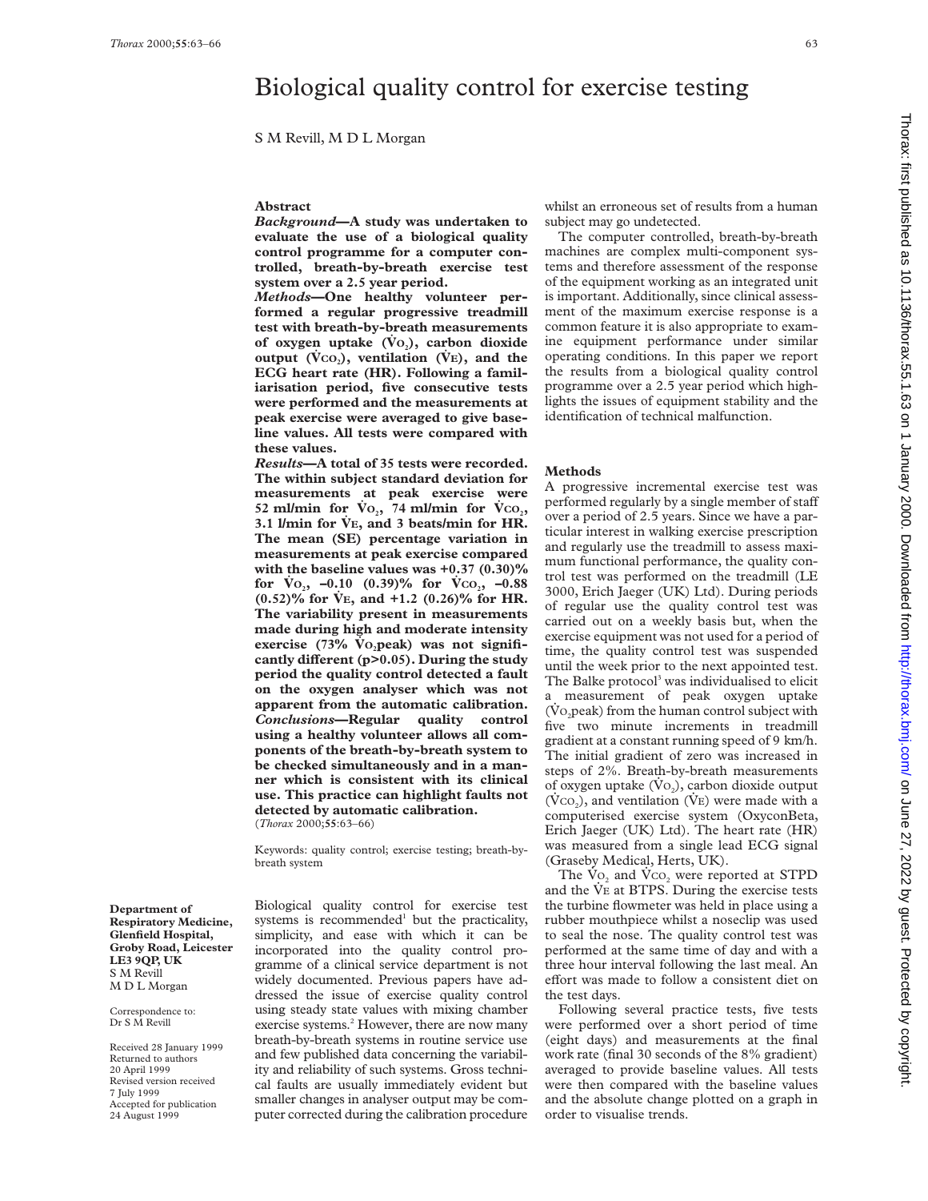# Biological quality control for exercise testing

S M Revill, M D L Morgan

**Department of Respiratory Medicine, Glenfield Hospital, Groby Road, Leicester LE3 9QP, UK**
S M Revill
M D L Morgan

Correspondence to:
Dr S M Revill

Received 28 January 1999
Returned to authors 20 April 1999
Revised version received 7 July 1999
Accepted for publication 24 August 1999

## Abstract

***Background*—A study was undertaken to evaluate the use of a biological quality control programme for a computer controlled, breath-by-breath exercise test system over a 2.5 year period.**

***Methods*—One healthy volunteer performed a regular progressive treadmill test with breath-by-breath measurements of oxygen uptake ($\dot{V}O_2$), carbon dioxide output ($\dot{V}CO_2$), ventilation ($\dot{V}E$), and the ECG heart rate (HR). Following a familiarisation period, five consecutive tests were performed and the measurements at peak exercise were averaged to give baseline values. All tests were compared with these values.**

***Results*—A total of 35 tests were recorded. The within subject standard deviation for measurements at peak exercise were 52 ml/min for $\dot{V}O_2$, 74 ml/min for $\dot{V}CO_2$, 3.1 l/min for $\dot{V}E$, and 3 beats/min for HR. The mean (SE) percentage variation in measurements at peak exercise compared with the baseline values was +0.37 (0.30)% for $\dot{V}O_2$, –0.10 (0.39)% for $\dot{V}CO_2$, –0.88 (0.52)% for $\dot{V}E$, and +1.2 (0.26)% for HR. The variability present in measurements made during high and moderate intensity exercise (73% $\dot{V}O_2$peak) was not significantly different ($p>0.05$). During the study period the quality control detected a fault on the oxygen analyser which was not apparent from the automatic calibration.**

***Conclusions*—Regular quality control using a healthy volunteer allows all components of the breath-by-breath system to be checked simultaneously and in a manner which is consistent with its clinical use. This practice can highlight faults not detected by automatic calibration.**

(*Thorax* 2000;**55**:63–66)

Keywords: quality control; exercise testing; breath-by-breath system

Biological quality control for exercise test systems is recommended[1] but the practicality, simplicity, and ease with which it can be incorporated into the quality control programme of a clinical service department is not widely documented. Previous papers have addressed the issue of exercise quality control using steady state values with mixing chamber exercise systems.[2] However, there are now many breath-by-breath systems in routine service use and few published data concerning the variability and reliability of such systems. Gross technical faults are usually immediately evident but smaller changes in analyser output may be computer corrected during the calibration procedure whilst an erroneous set of results from a human subject may go undetected.

The computer controlled, breath-by-breath machines are complex multi-component systems and therefore assessment of the response of the equipment working as an integrated unit is important. Additionally, since clinical assessment of the maximum exercise response is a common feature it is also appropriate to examine equipment performance under similar operating conditions. In this paper we report the results from a biological quality control programme over a 2.5 year period which highlights the issues of equipment stability and the identification of technical malfunction.

## Methods

A progressive incremental exercise test was performed regularly by a single member of staff over a period of 2.5 years. Since we have a particular interest in walking exercise prescription and regularly use the treadmill to assess maximum functional performance, the quality control test was performed on the treadmill (LE 3000, Erich Jaeger (UK) Ltd). During periods of regular use the quality control test was carried out on a weekly basis but, when the exercise equipment was not used for a period of time, the quality control test was suspended until the week prior to the next appointed test. The Balke protocol[3] was individualised to elicit a measurement of peak oxygen uptake ($\dot{V}O_2$peak) from the human control subject with five two minute increments in treadmill gradient at a constant running speed of 9 km/h. The initial gradient of zero was increased in steps of 2%. Breath-by-breath measurements of oxygen uptake ($\dot{V}O_2$), carbon dioxide output ($\dot{V}CO_2$), and ventilation ($\dot{V}E$) were made with a computerised exercise system (OxyconBeta, Erich Jaeger (UK) Ltd). The heart rate (HR) was measured from a single lead ECG signal (Graseby Medical, Herts, UK).

The $\dot{V}O_2$ and $\dot{V}CO_2$ were reported at STPD and the $\dot{V}E$ at BTPS. During the exercise tests the turbine flowmeter was held in place using a rubber mouthpiece whilst a noseclip was used to seal the nose. The quality control test was performed at the same time of day and with a three hour interval following the last meal. An effort was made to follow a consistent diet on the test days.

Following several practice tests, five tests were performed over a short period of time (eight days) and measurements at the final work rate (final 30 seconds of the 8% gradient) averaged to provide baseline values. All tests were then compared with the baseline values and the absolute change plotted on a graph in order to visualise trends.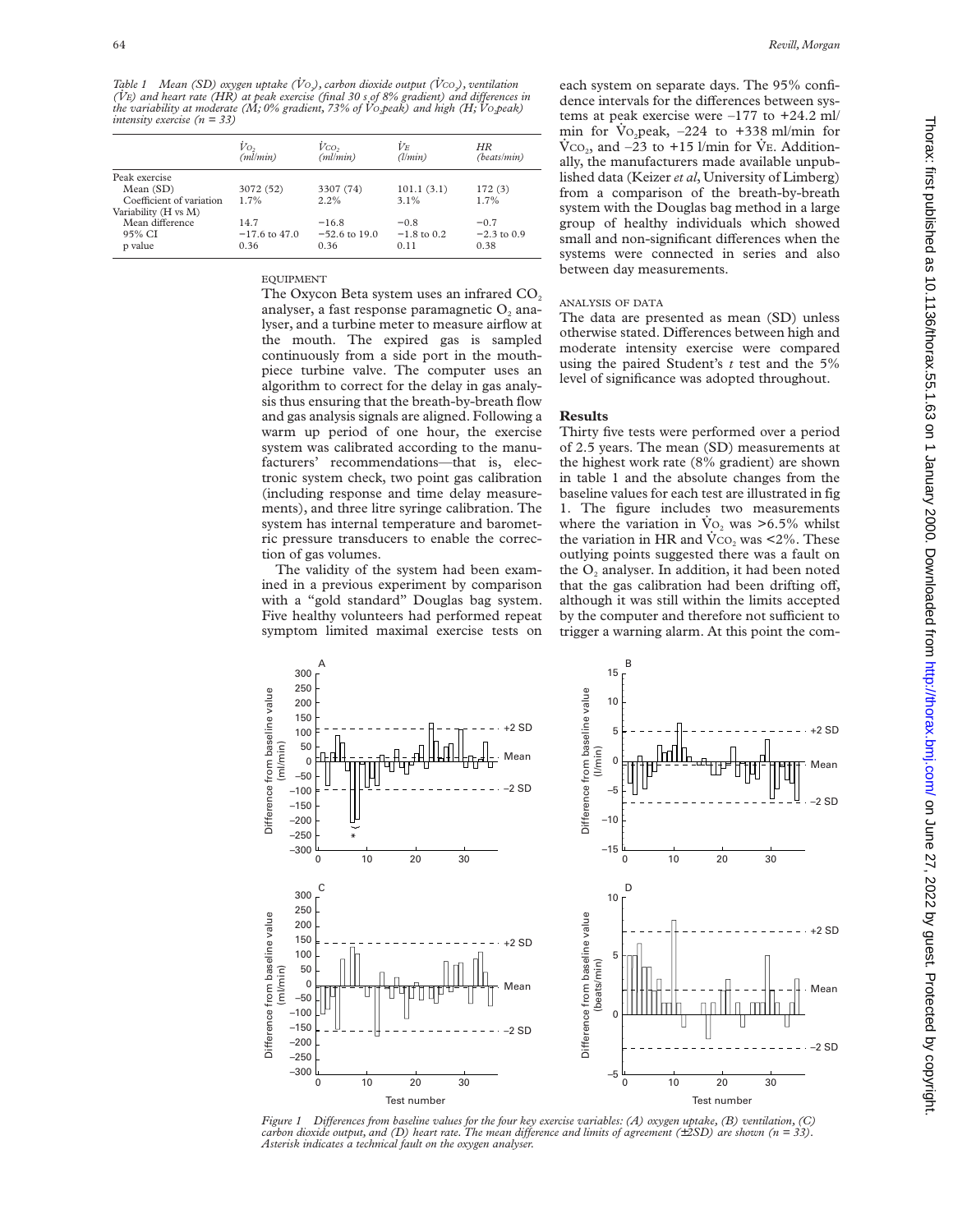*Table 1 Mean (SD) oxygen uptake ($\dot{V}O_2$), carbon dioxide output ($\dot{V}CO_2$), ventilation ($\dot{V}E$) and heart rate (HR) at peak exercise (final 30 s of 8% gradient) and differences in the variability at moderate (M; 0% gradient, 73% of $\dot{V}O_2$peak) and high (H; $\dot{V}O_2$peak) intensity exercise (n = 33)*

| | $\dot{V}O_2$ (ml/min) | $\dot{V}CO_2$ (ml/min) | $\dot{V}E$ (l/min) | HR (beats/min) |
|---|---|---|---|---|
| Peak exercise | | | | |
| Mean (SD) | 3072 (52) | 3307 (74) | 101.1 (3.1) | 172 (3) |
| Coefficient of variation | 1.7% | 2.2% | 3.1% | 1.7% |
| Variability (H vs M) | | | | |
| Mean difference | 14.7 | −16.8 | −0.8 | −0.7 |
| 95% CI | −17.6 to 47.0 | −52.6 to 19.0 | −1.8 to 0.2 | −2.3 to 0.9 |
| p value | 0.36 | 0.36 | 0.11 | 0.38 |

### EQUIPMENT

The Oxycon Beta system uses an infrared $CO_2$ analyser, a fast response paramagnetic $O_2$ analyser, and a turbine meter to measure airflow at the mouth. The expired gas is sampled continuously from a side port in the mouthpiece turbine valve. The computer uses an algorithm to correct for the delay in gas analysis thus ensuring that the breath-by-breath flow and gas analysis signals are aligned. Following a warm up period of one hour, the exercise system was calibrated according to the manufacturers' recommendations—that is, electronic system check, two point gas calibration (including response and time delay measurements), and three litre syringe calibration. The system has internal temperature and barometric pressure transducers to enable the correction of gas volumes.

The validity of the system had been examined in a previous experiment by comparison with a "gold standard" Douglas bag system. Five healthy volunteers had performed repeat symptom limited maximal exercise tests on each system on separate days. The 95% confidence intervals for the differences between systems at peak exercise were –177 to +24.2 ml/min for $\dot{V}O_2$peak, –224 to +338 ml/min for $\dot{V}CO_2$, and –23 to +15 l/min for $\dot{V}E$. Additionally, the manufacturers made available unpublished data (Keizer *et al*, University of Limberg) from a comparison of the breath-by-breath system with the Douglas bag method in a large group of healthy individuals which showed small and non-significant differences when the systems were connected in series and also between day measurements.

### ANALYSIS OF DATA

The data are presented as mean (SD) unless otherwise stated. Differences between high and moderate intensity exercise were compared using the paired Student's *t* test and the 5% level of significance was adopted throughout.

## Results

Thirty five tests were performed over a period of 2.5 years. The mean (SD) measurements at the highest work rate (8% gradient) are shown in table 1 and the absolute changes from the baseline values for each test are illustrated in fig 1. The figure includes two measurements where the variation in $\dot{V}O_2$ was >6.5% whilst the variation in HR and $\dot{V}CO_2$ was <2%. These outlying points suggested there was a fault on the $O_2$ analyser. In addition, it had been noted that the gas calibration had been drifting off, although it was still within the limits accepted by the computer and therefore not sufficient to trigger a warning alarm. At this point the com-

*Figure 1 Differences from baseline values for the four key exercise variables: (A) oxygen uptake, (B) ventilation, (C) carbon dioxide output, and (D) heart rate. The mean difference and limits of agreement (±2SD) are shown (n = 33). Asterisk indicates a technical fault on the oxygen analyser.*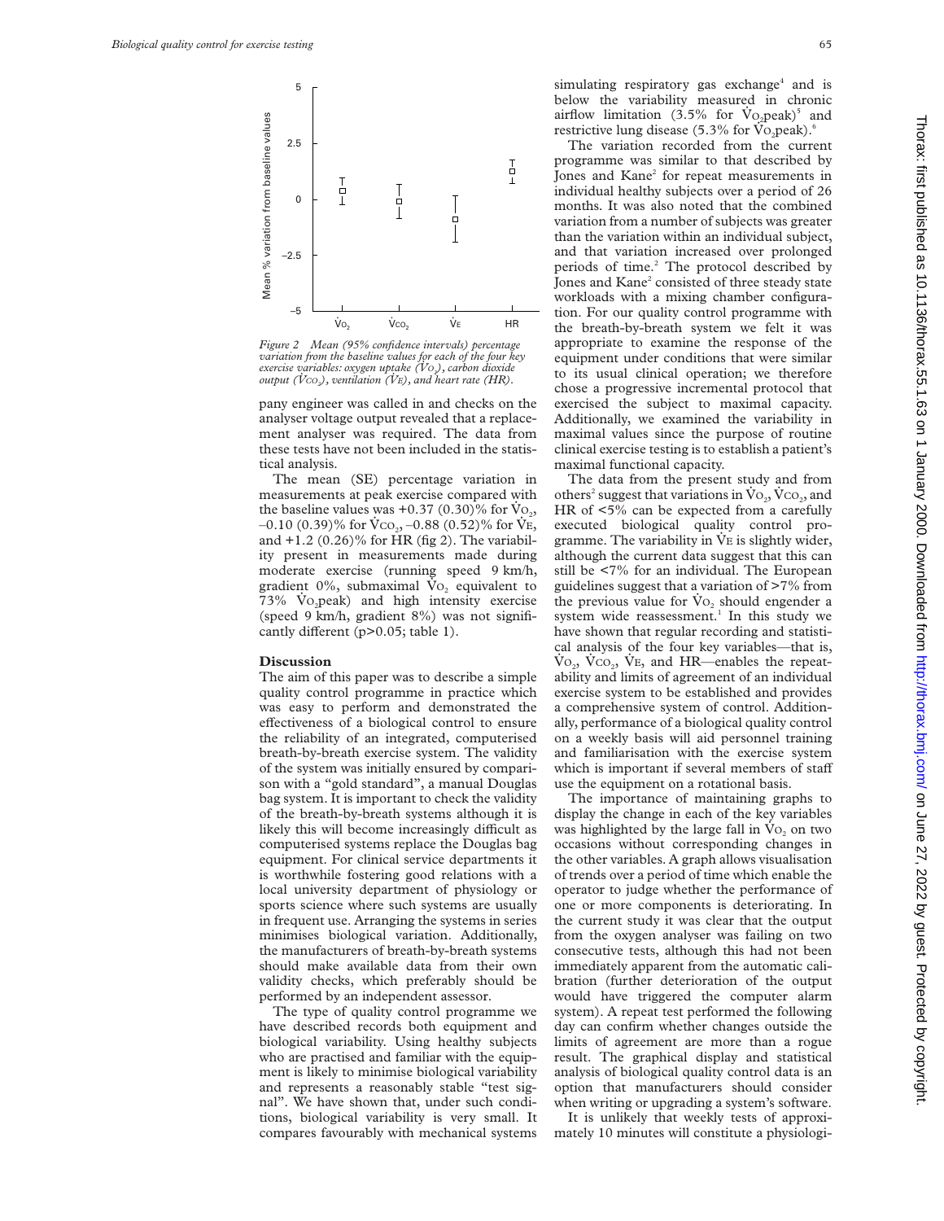Figure 2 Mean (95% confidence intervals) percentage variation from the baseline values for each of the four key exercise variables: oxygen uptake ($\dot{V}O_2$), carbon dioxide output ($\dot{V}CO_2$), ventilation ($\dot{V}E$), and heart rate (HR).

pany engineer was called in and checks on the analyser voltage output revealed that a replacement analyser was required. The data from these tests have not been included in the statistical analysis.

The mean (SE) percentage variation in measurements at peak exercise compared with the baseline values was +0.37 (0.30)% for $\dot{V}O_2$, –0.10 (0.39)% for $\dot{V}CO_2$, –0.88 (0.52)% for $\dot{V}E$, and +1.2 (0.26)% for HR (fig 2). The variability present in measurements made during moderate exercise (running speed 9 km/h, gradient 0%, submaximal $\dot{V}O_2$ equivalent to 73% $\dot{V}O_2$peak) and high intensity exercise (speed 9 km/h, gradient 8%) was not significantly different (p>0.05; table 1).

## Discussion

The aim of this paper was to describe a simple quality control programme in practice which was easy to perform and demonstrated the effectiveness of a biological control to ensure the reliability of an integrated, computerised breath-by-breath exercise system. The validity of the system was initially ensured by comparison with a "gold standard", a manual Douglas bag system. It is important to check the validity of the breath-by-breath systems although it is likely this will become increasingly difficult as computerised systems replace the Douglas bag equipment. For clinical service departments it is worthwhile fostering good relations with a local university department of physiology or sports science where such systems are usually in frequent use. Arranging the systems in series minimises biological variation. Additionally, the manufacturers of breath-by-breath systems should make available data from their own validity checks, which preferably should be performed by an independent assessor.

The type of quality control programme we have described records both equipment and biological variability. Using healthy subjects who are practised and familiar with the equipment is likely to minimise biological variability and represents a reasonably stable "test signal". We have shown that, under such conditions, biological variability is very small. It compares favourably with mechanical systems simulating respiratory gas exchange[4] and is below the variability measured in chronic airflow limitation (3.5% for $\dot{V}O_2$peak)[5] and restrictive lung disease (5.3% for $\dot{V}O_2$peak).[6]

The variation recorded from the current programme was similar to that described by Jones and Kane[2] for repeat measurements in individual healthy subjects over a period of 26 months. It was also noted that the combined variation from a number of subjects was greater than the variation within an individual subject, and that variation increased over prolonged periods of time.[2] The protocol described by Jones and Kane[2] consisted of three steady state workloads with a mixing chamber configuration. For our quality control programme with the breath-by-breath system we felt it was appropriate to examine the response of the equipment under conditions that were similar to its usual clinical operation; we therefore chose a progressive incremental protocol that exercised the subject to maximal capacity. Additionally, we examined the variability in maximal values since the purpose of routine clinical exercise testing is to establish a patient's maximal functional capacity.

The data from the present study and from others[2] suggest that variations in $\dot{V}O_2$, $\dot{V}CO_2$, and HR of <5% can be expected from a carefully executed biological quality control programme. The variability in $\dot{V}E$ is slightly wider, although the current data suggest that this can still be <7% for an individual. The European guidelines suggest that a variation of >7% from the previous value for $\dot{V}O_2$ should engender a system wide reassessment.[1] In this study we have shown that regular recording and statistical analysis of the four key variables—that is, $\dot{V}O_2$, $\dot{V}CO_2$, $\dot{V}E$, and HR—enables the repeatability and limits of agreement of an individual exercise system to be established and provides a comprehensive system of control. Additionally, performance of a biological quality control on a weekly basis will aid personnel training and familiarisation with the exercise system which is important if several members of staff use the equipment on a rotational basis.

The importance of maintaining graphs to display the change in each of the key variables was highlighted by the large fall in $\dot{V}O_2$ on two occasions without corresponding changes in the other variables. A graph allows visualisation of trends over a period of time which enable the operator to judge whether the performance of one or more components is deteriorating. In the current study it was clear that the output from the oxygen analyser was failing on two consecutive tests, although this had not been immediately apparent from the automatic calibration (further deterioration of the output would have triggered the computer alarm system). A repeat test performed the following day can confirm whether changes outside the limits of agreement are more than a rogue result. The graphical display and statistical analysis of biological quality control data is an option that manufacturers should consider when writing or upgrading a system's software.

It is unlikely that weekly tests of approximately 10 minutes will constitute a physiologi-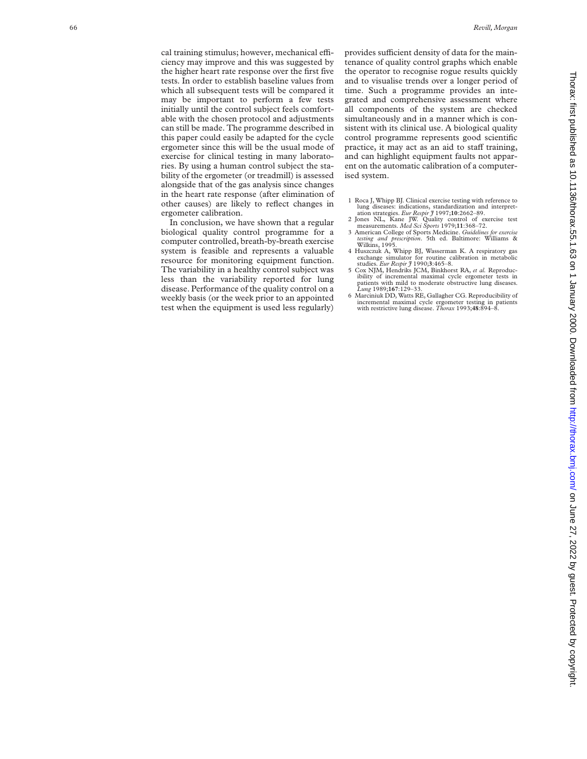cal training stimulus; however, mechanical efficiency may improve and this was suggested by the higher heart rate response over the first five tests. In order to establish baseline values from which all subsequent tests will be compared it may be important to perform a few tests initially until the control subject feels comfortable with the chosen protocol and adjustments can still be made. The programme described in this paper could easily be adapted for the cycle ergometer since this will be the usual mode of exercise for clinical testing in many laboratories. By using a human control subject the stability of the ergometer (or treadmill) is assessed alongside that of the gas analysis since changes in the heart rate response (after elimination of other causes) are likely to reflect changes in ergometer calibration.

In conclusion, we have shown that a regular biological quality control programme for a computer controlled, breath-by-breath exercise system is feasible and represents a valuable resource for monitoring equipment function. The variability in a healthy control subject was less than the variability reported for lung disease. Performance of the quality control on a weekly basis (or the week prior to an appointed test when the equipment is used less regularly) provides sufficient density of data for the maintenance of quality control graphs which enable the operator to recognise rogue results quickly and to visualise trends over a longer period of time. Such a programme provides an integrated and comprehensive assessment where all components of the system are checked simultaneously and in a manner which is consistent with its clinical use. A biological quality control programme represents good scientific practice, it may act as an aid to staff training, and can highlight equipment faults not apparent on the automatic calibration of a computerised system.

1. Roca J, Whipp BJ. Clinical exercise testing with reference to lung diseases: indications, standardization and interpretation strategies. *Eur Respir J* 1997;**10**:2662–89.
2. Jones NL, Kane JW. Quality control of exercise test measurements. *Med Sci Sports* 1979;**11**:368–72.
3. American College of Sports Medicine. *Guidelines for exercise testing and prescription*. 5th ed. Baltimore: Williams & Wilkins, 1995.
4. Huszczuk A, Whipp BJ, Wasserman K. A respiratory gas exchange simulator for routine calibration in metabolic studies. *Eur Respir J* 1990;**3**:465–8.
5. Cox NJM, Hendriks JCM, Binkhorst RA, *et al.* Reproducibility of incremental maximal cycle ergometer tests in patients with mild to moderate obstructive lung diseases. *Lung* 1989;**167**:129–33.
6. Marciniuk DD, Watts RE, Gallagher CG. Reproducibility of incremental maximal cycle ergometer testing in patients with restrictive lung disease. *Thorax* 1993;**48**:894–8.